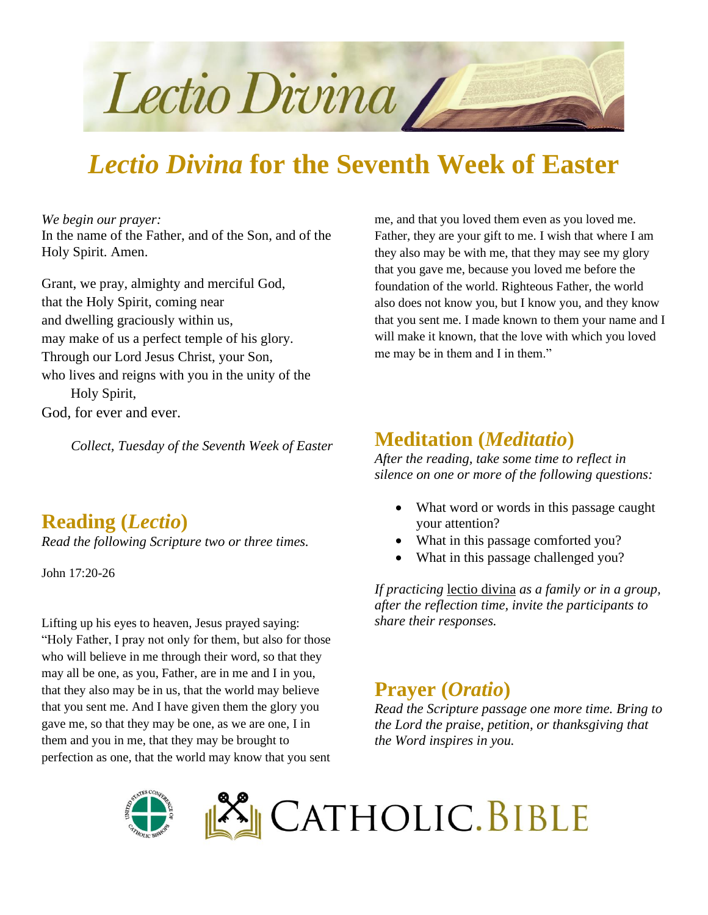# *Lectio Divina* for the Seventh Week of Easter

*We begin our prayer:*
In the name of the Father, and of the Son, and of the Holy Spirit. Amen.

Grant, we pray, almighty and merciful God,
that the Holy Spirit, coming near
and dwelling graciously within us,
may make of us a perfect temple of his glory.
Through our Lord Jesus Christ, your Son,
who lives and reigns with you in the unity of the Holy Spirit,
God, for ever and ever.

*Collect, Tuesday of the Seventh Week of Easter*

## Reading (*Lectio*)

*Read the following Scripture two or three times.*

John 17:20-26

Lifting up his eyes to heaven, Jesus prayed saying: "Holy Father, I pray not only for them, but also for those who will believe in me through their word, so that they may all be one, as you, Father, are in me and I in you, that they also may be in us, that the world may believe that you sent me. And I have given them the glory you gave me, so that they may be one, as we are one, I in them and you in me, that they may be brought to perfection as one, that the world may know that you sent me, and that you loved them even as you loved me. Father, they are your gift to me. I wish that where I am they also may be with me, that they may see my glory that you gave me, because you loved me before the foundation of the world. Righteous Father, the world also does not know you, but I know you, and they know that you sent me. I made known to them your name and I will make it known, that the love with which you loved me may be in them and I in them."

## Meditation (*Meditatio*)

*After the reading, take some time to reflect in silence on one or more of the following questions:*

- What word or words in this passage caught your attention?
- What in this passage comforted you?
- What in this passage challenged you?

*If practicing* lectio divina *as a family or in a group, after the reflection time, invite the participants to share their responses.*

## Prayer (*Oratio*)

*Read the Scripture passage one more time. Bring to the Lord the praise, petition, or thanksgiving that the Word inspires in you.*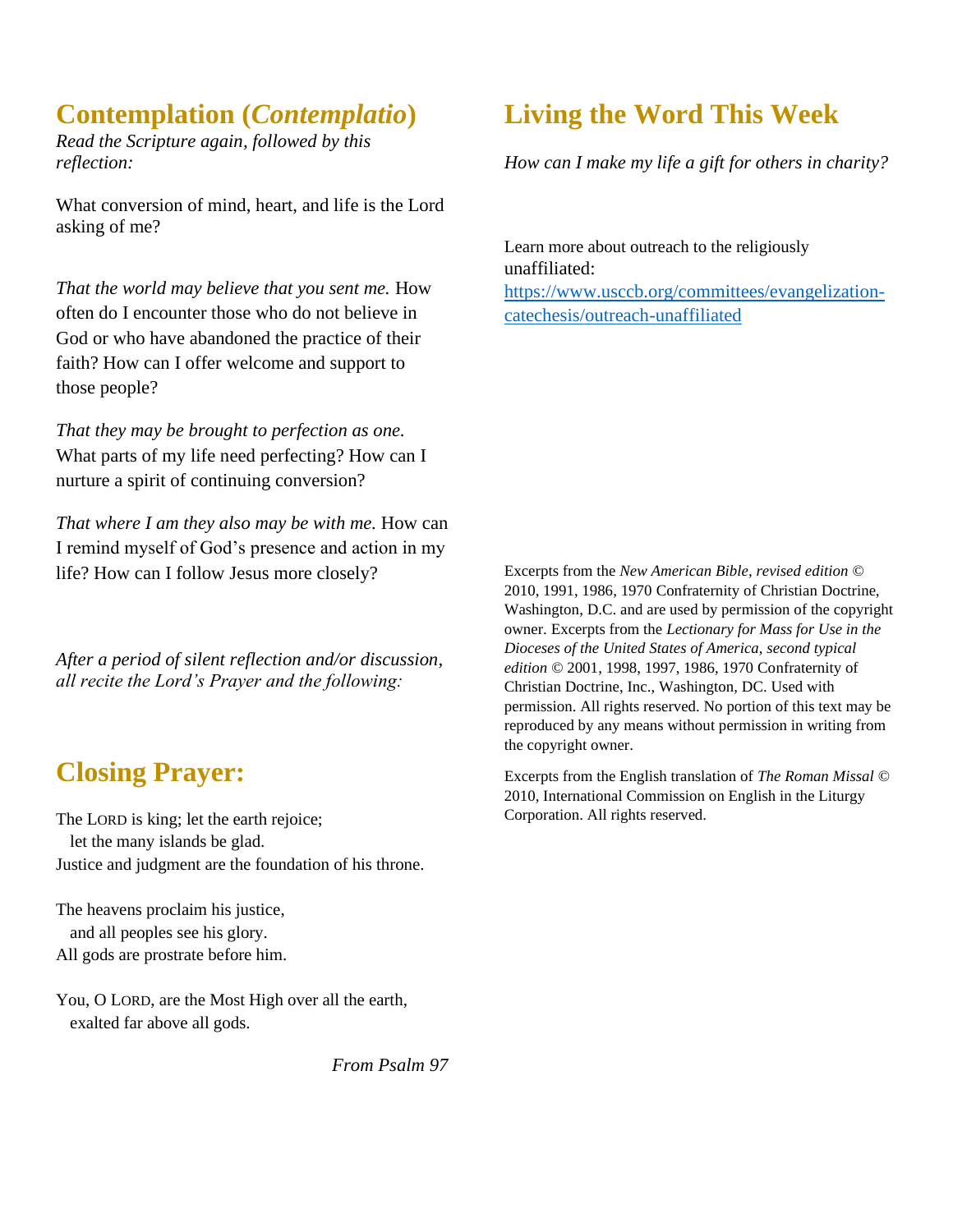## Contemplation (*Contemplatio*)

*Read the Scripture again, followed by this reflection:*

What conversion of mind, heart, and life is the Lord asking of me?

*That the world may believe that you sent me.* How often do I encounter those who do not believe in God or who have abandoned the practice of their faith? How can I offer welcome and support to those people?

*That they may be brought to perfection as one.* What parts of my life need perfecting? How can I nurture a spirit of continuing conversion?

*That where I am they also may be with me.* How can I remind myself of God's presence and action in my life? How can I follow Jesus more closely?

*After a period of silent reflection and/or discussion, all recite the Lord's Prayer and the following:*

## Closing Prayer:

The LORD is king; let the earth rejoice;
  let the many islands be glad.
Justice and judgment are the foundation of his throne.

The heavens proclaim his justice,
  and all peoples see his glory.
All gods are prostrate before him.

You, O LORD, are the Most High over all the earth,
  exalted far above all gods.

*From Psalm 97*

## Living the Word This Week

*How can I make my life a gift for others in charity?*

Learn more about outreach to the religiously unaffiliated:
[https://www.usccb.org/committees/evangelization-catechesis/outreach-unaffiliated](https://www.usccb.org/committees/evangelization-catechesis/outreach-unaffiliated)

Excerpts from the *New American Bible, revised edition* © 2010, 1991, 1986, 1970 Confraternity of Christian Doctrine, Washington, D.C. and are used by permission of the copyright owner. Excerpts from the *Lectionary for Mass for Use in the Dioceses of the United States of America, second typical edition* © 2001, 1998, 1997, 1986, 1970 Confraternity of Christian Doctrine, Inc., Washington, DC. Used with permission. All rights reserved. No portion of this text may be reproduced by any means without permission in writing from the copyright owner.

Excerpts from the English translation of *The Roman Missal* © 2010, International Commission on English in the Liturgy Corporation. All rights reserved.